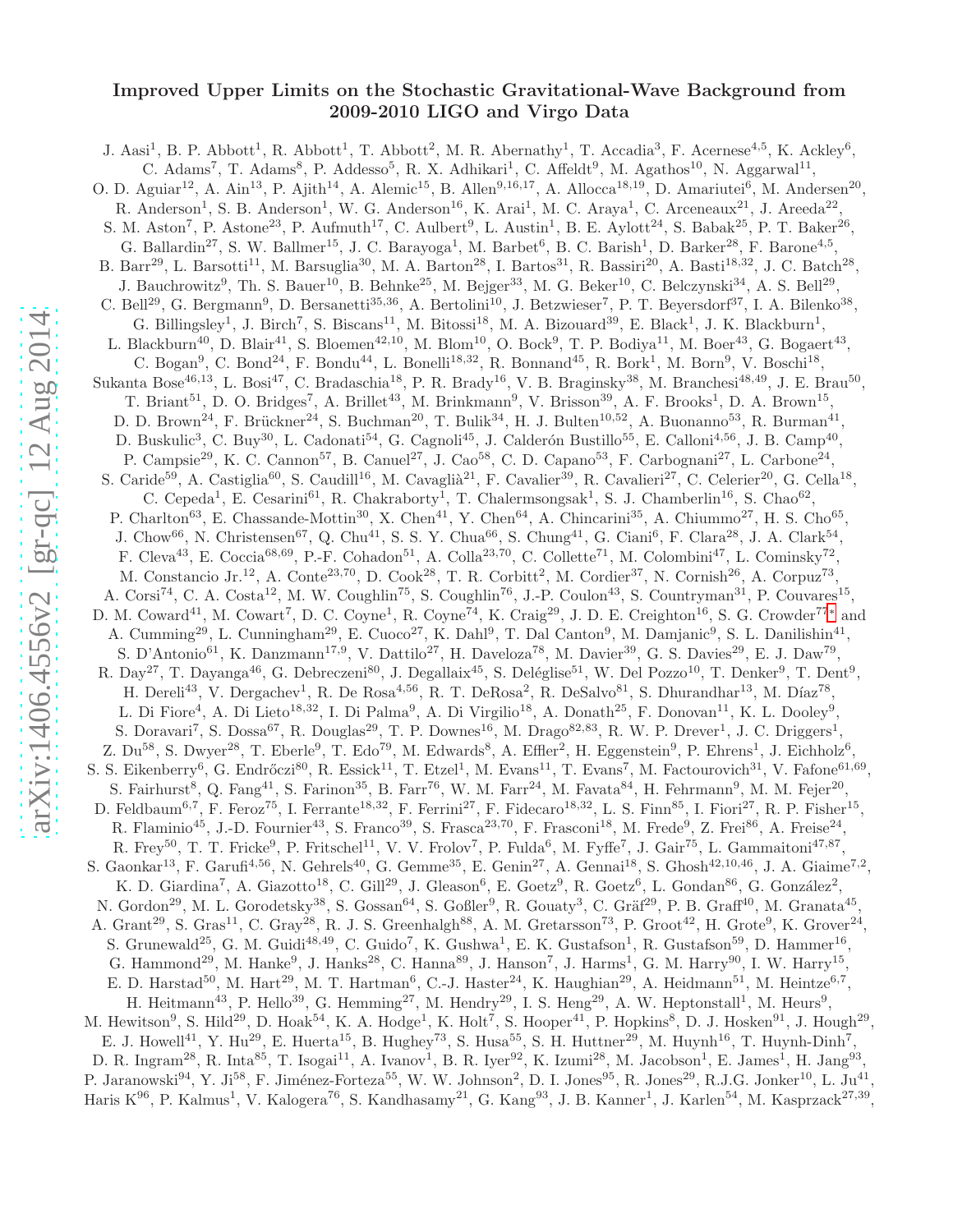# Improved Upper Limits on the Stochastic Gravitational-Wave Background from 2009-2010 LIGO and Virgo Data

J. Aasi[1], B. P. Abbott[1], R. Abbott[1], T. Abbott[2], M. R. Abernathy[1], T. Accadia[3], F. Acernese[4,5], K. Ackley[6], C. Adams[7], T. Adams[8], P. Addesso[5], R. X. Adhikari[1], C. Affeldt[9], M. Agathos[10], N. Aggarwal[11], O. D. Aguiar[12], A. Ain[13], P. Ajith[14], A. Alemic[15], B. Allen[9,16,17], A. Allocca[18,19], D. Amariutei[6], M. Andersen[20], R. Anderson[1], S. B. Anderson[1], W. G. Anderson[16], K. Arai[1], M. C. Araya[1], C. Arceneaux[21], J. Areeda[22], S. M. Aston[7], P. Astone[23], P. Aufmuth[17], C. Aulbert[9], L. Austin[1], B. E. Aylott[24], S. Babak[25], P. T. Baker[26], G. Ballardin[27], S. W. Ballmer[15], J. C. Barayoga[1], M. Barbet[6], B. C. Barish[1], D. Barker[28], F. Barone[4,5], B. Barr[29], L. Barsotti[11], M. Barsuglia[30], M. A. Barton[28], I. Bartos[31], R. Bassiri[20], A. Basti[18,32], J. C. Batch[28], J. Bauchrowitz[9], Th. S. Bauer[10], B. Behnke[25], M. Bejger[33], M. G. Beker[10], C. Belczynski[34], A. S. Bell[29], C. Bell[29], G. Bergmann[9], D. Bersanetti[35,36], A. Bertolini[10], J. Betzwieser[7], P. T. Beyersdorf[37], I. A. Bilenko[38], G. Billingsley[1], J. Birch[7], S. Biscans[11], M. Bitossi[18], M. A. Bizouard[39], E. Black[1], J. K. Blackburn[1], L. Blackburn[40], D. Blair[41], S. Bloemen[42,10], M. Blom[10], O. Bock[9], T. P. Bodiya[11], M. Boer[43], G. Bogaert[43], C. Bogan[9], C. Bond[24], F. Bondu[44], L. Bonelli[18,32], R. Bonnand[45], R. Bork[1], M. Born[9], V. Boschi[18], Sukanta Bose[46,13], L. Bosi[47], C. Bradaschia[18], P. R. Brady[16], V. B. Braginsky[38], M. Branchesi[48,49], J. E. Brau[50], T. Briant[51], D. O. Bridges[7], A. Brillet[43], M. Brinkmann[9], V. Brisson[39], A. F. Brooks[1], D. A. Brown[15], D. D. Brown[24], F. Brückner[24], S. Buchman[20], T. Bulik[34], H. J. Bulten[10,52], A. Buonanno[53], R. Burman[41], D. Buskulic[3], C. Buy[30], L. Cadonati[54], G. Cagnoli[45], J. Calderón Bustillo[55], E. Calloni[4,56], J. B. Camp[40], P. Campsie[29], K. C. Cannon[57], B. Canuel[27], J. Cao[58], C. D. Capano[53], F. Carbognani[27], L. Carbone[24], S. Caride[59], A. Castiglia[60], S. Caudill[16], M. Cavaglià[21], F. Cavalier[39], R. Cavalieri[27], C. Celerier[20], G. Cella[18], C. Cepeda[1], E. Cesarini[61], R. Chakraborty[1], T. Chalermsongsak[1], S. J. Chamberlin[16], S. Chao[62], P. Charlton[63], E. Chassande-Mottin[30], X. Chen[41], Y. Chen[64], A. Chincarini[35], A. Chiummo[27], H. S. Cho[65], J. Chow[66], N. Christensen[67], Q. Chu[41], S. S. Y. Chua[66], S. Chung[41], G. Ciani[6], F. Clara[28], J. A. Clark[54], F. Cleva[43], E. Coccia[68,69], P.-F. Cohadon[51], A. Colla[23,70], C. Collette[71], M. Colombini[47], L. Cominsky[72], M. Constancio Jr.[12], A. Conte[23,70], D. Cook[28], T. R. Corbitt[2], M. Cordier[37], N. Cornish[26], A. Corpuz[73], A. Corsi[74], C. A. Costa[12], M. W. Coughlin[75], S. Coughlin[76], J.-P. Coulon[43], S. Countryman[31], P. Couvares[15], D. M. Coward[41], M. Cowart[7], D. C. Coyne[1], R. Coyne[74], K. Craig[29], J. D. E. Creighton[16], S. G. Crowder[77,*] and A. Cumming[29], L. Cunningham[29], E. Cuoco[27], K. Dahl[9], T. Dal Canton[9], M. Damjanic[9], S. L. Danilishin[41], S. D'Antonio[61], K. Danzmann[17,9], V. Dattilo[27], H. Daveloza[78], M. Davier[39], G. S. Davies[29], E. J. Daw[79], R. Day[27], T. Dayanga[46], G. Debreczeni[80], J. Degallaix[45], S. Deléglise[51], W. Del Pozzo[10], T. Denker[9], T. Dent[9], H. Dereli[43], V. Dergachev[1], R. De Rosa[4,56], R. T. DeRosa[2], R. DeSalvo[81], S. Dhurandhar[13], M. Díaz[78], L. Di Fiore[4], A. Di Lieto[18,32], I. Di Palma[9], A. Di Virgilio[18], A. Donath[25], F. Donovan[11], K. L. Dooley[9], S. Doravari[7], S. Dossa[67], R. Douglas[29], T. P. Downes[16], M. Drago[82,83], R. W. P. Drever[1], J. C. Driggers[1], Z. Du[58], S. Dwyer[28], T. Eberle[9], T. Edo[79], M. Edwards[8], A. Effler[2], H. Eggenstein[9], P. Ehrens[1], J. Eichholz[6], S. S. Eikenberry[6], G. Endrőczi[80], R. Essick[11], T. Etzel[1], M. Evans[11], T. Evans[7], M. Factourovich[31], V. Fafone[61,69], S. Fairhurst[8], Q. Fang[41], S. Farinon[35], B. Farr[76], W. M. Farr[24], M. Favata[84], H. Fehrmann[9], M. M. Fejer[20], D. Feldbaum[6,7], F. Feroz[75], I. Ferrante[18,32], F. Ferrini[27], F. Fidecaro[18,32], L. S. Finn[85], I. Fiori[27], R. P. Fisher[15], R. Flaminio[45], J.-D. Fournier[43], S. Franco[39], S. Frasca[23,70], F. Frasconi[18], M. Frede[9], Z. Frei[86], A. Freise[24], R. Frey[50], T. T. Fricke[9], P. Fritschel[11], V. V. Frolov[7], P. Fulda[6], M. Fyffe[7], J. Gair[75], L. Gammaitoni[47,87], S. Gaonkar[13], F. Garufi[4,56], N. Gehrels[40], G. Gemme[35], E. Genin[27], A. Gennai[18], S. Ghosh[42,10,46], J. A. Giaime[7,2], K. D. Giardina[7], A. Giazotto[18], C. Gill[29], J. Gleason[6], E. Goetz[9], R. Goetz[6], L. Gondan[86], G. González[2], N. Gordon[29], M. L. Gorodetsky[38], S. Gossan[64], S. Goßler[9], R. Gouaty[3], C. Gräf[29], P. B. Graff[40], M. Granata[45], A. Grant[29], S. Gras[11], C. Gray[28], R. J. S. Greenhalgh[88], A. M. Gretarsson[73], P. Groot[42], H. Grote[9], K. Grover[24], S. Grunewald[25], G. M. Guidi[48,49], C. Guido[7], K. Gushwa[1], E. K. Gustafson[1], R. Gustafson[59], D. Hammer[16], G. Hammond[29], M. Hanke[9], J. Hanks[28], C. Hanna[89], J. Hanson[7], J. Harms[1], G. M. Harry[90], I. W. Harry[15], E. D. Harstad[50], M. Hart[29], M. T. Hartman[6], C.-J. Haster[24], K. Haughian[29], A. Heidmann[51], M. Heintze[6,7], H. Heitmann[43], P. Hello[39], G. Hemming[27], M. Hendry[29], I. S. Heng[29], A. W. Heptonstall[1], M. Heurs[9], M. Hewitson[9], S. Hild[29], D. Hoak[54], K. A. Hodge[1], K. Holt[7], S. Hooper[41], P. Hopkins[8], D. J. Hosken[91], J. Hough[29], E. J. Howell[41], Y. Hu[29], E. Huerta[15], B. Hughey[73], S. Husa[55], S. H. Huttner[29], M. Huynh[16], T. Huynh-Dinh[7], D. R. Ingram[28], R. Inta[85], T. Isogai[11], A. Ivanov[1], B. R. Iyer[92], K. Izumi[28], M. Jacobson[1], E. James[1], H. Jang[93], P. Jaranowski[94], Y. Ji[58], F. Jiménez-Forteza[55], W. W. Johnson[2], D. I. Jones[95], R. Jones[29], R.J.G. Jonker[10], L. Ju[41], Haris K[96], P. Kalmus[1], V. Kalogera[76], S. Kandhasamy[21], G. Kang[93], J. B. Kanner[1], J. Karlen[54], M. Kasprzack[27,39],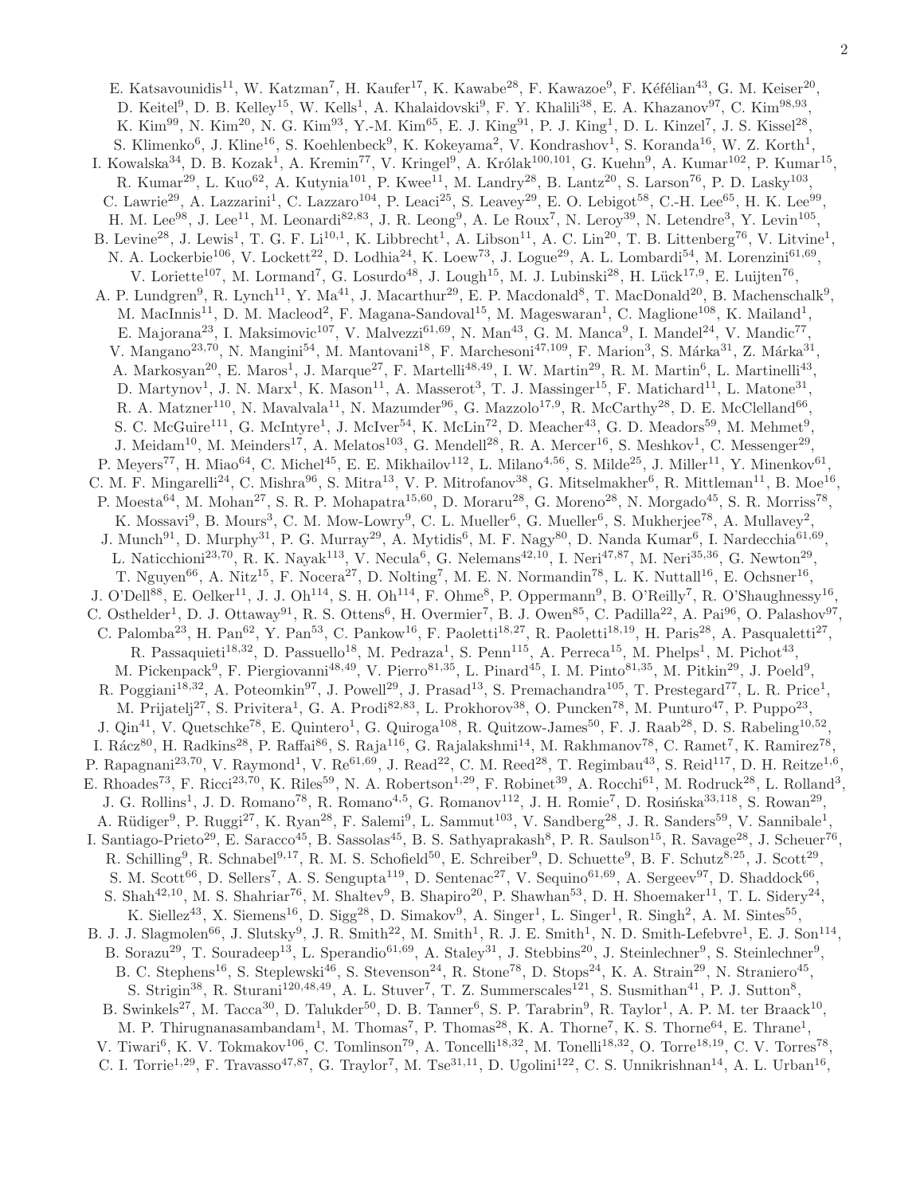E. Katsavounidis[11], W. Katzman[7], H. Kaufer[17], K. Kawabe[28], F. Kawazoe[9], F. Kéfélian[43], G. M. Keiser[20], D. Keitel[9], D. B. Kelley[15], W. Kells[1], A. Khalaidovski[9], F. Y. Khalili[38], E. A. Khazanov[97], C. Kim[98,93], K. Kim[99], N. Kim[20], N. G. Kim[93], Y.-M. Kim[65], E. J. King[91], P. J. King[1], D. L. Kinzel[7], J. S. Kissel[28], S. Klimenko[6], J. Kline[16], S. Koehlenbeck[9], K. Kokeyama[2], V. Kondrashov[1], S. Koranda[16], W. Z. Korth[1], I. Kowalska[34], D. B. Kozak[1], A. Kremin[77], V. Kringel[9], A. Królak[100,101], G. Kuehn[9], A. Kumar[102], P. Kumar[15], R. Kumar[29], L. Kuo[62], A. Kutynia[101], P. Kwee[11], M. Landry[28], B. Lantz[20], S. Larson[76], P. D. Lasky[103], C. Lawrie[29], A. Lazzarini[1], C. Lazzaro[104], P. Leaci[25], S. Leavey[29], E. O. Lebigot[58], C.-H. Lee[65], H. K. Lee[99], H. M. Lee[98], J. Lee[11], M. Leonardi[82,83], J. R. Leong[9], A. Le Roux[7], N. Leroy[39], N. Letendre[3], Y. Levin[105], B. Levine[28], J. Lewis[1], T. G. F. Li[10,1], K. Libbrecht[1], A. Libson[11], A. C. Lin[20], T. B. Littenberg[76], V. Litvine[1], N. A. Lockerbie[106], V. Lockett[22], D. Lodhia[24], K. Loew[73], J. Logue[29], A. L. Lombardi[54], M. Lorenzini[61,69], V. Loriette[107], M. Lormand[7], G. Losurdo[48], J. Lough[15], M. J. Lubinski[28], H. Lück[17,9], E. Luijten[76], A. P. Lundgren[9], R. Lynch[11], Y. Ma[41], J. Macarthur[29], E. P. Macdonald[8], T. MacDonald[20], B. Machenschalk[9], M. MacInnis[11], D. M. Macleod[2], F. Magana-Sandoval[15], M. Mageswaran[1], C. Maglione[108], K. Mailand[1], E. Majorana[23], I. Maksimovic[107], V. Malvezzi[61,69], N. Man[43], G. M. Manca[9], I. Mandel[24], V. Mandic[77], V. Mangano[23,70], N. Mangini[54], M. Mantovani[18], F. Marchesoni[47,109], F. Marion[3], S. Márka[31], Z. Márka[31], A. Markosyan[20], E. Maros[1], J. Marque[27], F. Martelli[48,49], I. W. Martin[29], R. M. Martin[6], L. Martinelli[43], D. Martynov[1], J. N. Marx[1], K. Mason[11], A. Masserot[3], T. J. Massinger[15], F. Matichard[11], L. Matone[31], R. A. Matzner[110], N. Mavalvala[11], N. Mazumder[96], G. Mazzolo[17,9], R. McCarthy[28], D. E. McClelland[66], S. C. McGuire[111], G. McIntyre[1], J. McIver[54], K. McLin[72], D. Meacher[43], G. D. Meadors[59], M. Mehmet[9], J. Meidam[10], M. Meinders[17], A. Melatos[103], G. Mendell[28], R. A. Mercer[16], S. Meshkov[1], C. Messenger[29], P. Meyers[77], H. Miao[64], C. Michel[45], E. E. Mikhailov[112], L. Milano[4,56], S. Milde[25], J. Miller[11], Y. Minenkov[61], C. M. F. Mingarelli[24], C. Mishra[96], S. Mitra[13], V. P. Mitrofanov[38], G. Mitselmakher[6], R. Mittleman[11], B. Moe[16], P. Moesta[64], M. Mohan[27], S. R. P. Mohapatra[15,60], D. Moraru[28], G. Moreno[28], N. Morgado[45], S. R. Morriss[78], K. Mossavi[9], B. Mours[3], C. M. Mow-Lowry[9], C. L. Mueller[6], G. Mueller[6], S. Mukherjee[78], A. Mullavey[2], J. Munch[91], D. Murphy[31], P. G. Murray[29], A. Mytidis[6], M. F. Nagy[80], D. Nanda Kumar[6], I. Nardecchia[61,69], L. Naticchioni[23,70], R. K. Nayak[113], V. Necula[6], G. Nelemans[42,10], I. Neri[47,87], M. Neri[35,36], G. Newton[29], T. Nguyen[66], A. Nitz[15], F. Nocera[27], D. Nolting[7], M. E. N. Normandin[78], L. K. Nuttall[16], E. Ochsner[16], J. O'Dell[88], E. Oelker[11], J. J. Oh[114], S. H. Oh[114], F. Ohme[8], P. Oppermann[9], B. O'Reilly[7], R. O'Shaughnessy[16], C. Osthelder[1], D. J. Ottaway[91], R. S. Ottens[6], H. Overmier[7], B. J. Owen[85], C. Padilla[22], A. Pai[96], O. Palashov[97], C. Palomba[23], H. Pan[62], Y. Pan[53], C. Pankow[16], F. Paoletti[18,27], R. Paoletti[18,19], H. Paris[28], A. Pasqualetti[27], R. Passaquieti[18,32], D. Passuello[18], M. Pedraza[1], S. Penn[115], A. Perreca[15], M. Phelps[1], M. Pichot[43], M. Pickenpack[9], F. Piergiovanni[48,49], V. Pierro[81,35], L. Pinard[45], I. M. Pinto[81,35], M. Pitkin[29], J. Poeld[9], R. Poggiani[18,32], A. Poteomkin[97], J. Powell[29], J. Prasad[13], S. Premachandra[105], T. Prestegard[77], L. R. Price[1], M. Prijatelj[27], S. Privitera[1], G. A. Prodi[82,83], L. Prokhorov[38], O. Puncken[78], M. Punturo[47], P. Puppo[23], J. Qin[41], V. Quetschke[78], E. Quintero[1], G. Quiroga[108], R. Quitzow-James[50], F. J. Raab[28], D. S. Rabeling[10,52], I. Rácz[80], H. Radkins[28], P. Raffai[86], S. Raja[116], G. Rajalakshmi[14], M. Rakhmanov[78], C. Ramet[7], K. Ramirez[78], P. Rapagnani[23,70], V. Raymond[1], V. Re[61,69], J. Read[22], C. M. Reed[28], T. Regimbau[43], S. Reid[117], D. H. Reitze[1,6], E. Rhoades[73], F. Ricci[23,70], K. Riles[59], N. A. Robertson[1,29], F. Robinet[39], A. Rocchi[61], M. Rodruck[28], L. Rolland[3], J. G. Rollins[1], J. D. Romano[78], R. Romano[4,5], G. Romanov[112], J. H. Romie[7], D. Rosińska[33,118], S. Rowan[29], A. Rüdiger[9], P. Ruggi[27], K. Ryan[28], F. Salemi[9], L. Sammut[103], V. Sandberg[28], J. R. Sanders[59], V. Sannibale[1], I. Santiago-Prieto[29], E. Saracco[45], B. Sassolas[45], B. S. Sathyaprakash[8], P. R. Saulson[15], R. Savage[28], J. Scheuer[76], R. Schilling[9], R. Schnabel[9,17], R. M. S. Schofield[50], E. Schreiber[9], D. Schuette[9], B. F. Schutz[8,25], J. Scott[29], S. M. Scott[66], D. Sellers[7], A. S. Sengupta[119], D. Sentenac[27], V. Sequino[61,69], A. Sergeev[97], D. Shaddock[66], S. Shah[42,10], M. S. Shahriar[76], M. Shaltev[9], B. Shapiro[20], P. Shawhan[53], D. H. Shoemaker[11], T. L. Sidery[24], K. Siellez[43], X. Siemens[16], D. Sigg[28], D. Simakov[9], A. Singer[1], L. Singer[1], R. Singh[2], A. M. Sintes[55], B. J. J. Slagmolen[66], J. Slutsky[9], J. R. Smith[22], M. Smith[1], R. J. E. Smith[1], N. D. Smith-Lefebvre[1], E. J. Son[114], B. Sorazu[29], T. Souradeep[13], L. Sperandio[61,69], A. Staley[31], J. Stebbins[20], J. Steinlechner[9], S. Steinlechner[9], B. C. Stephens[16], S. Steplewski[46], S. Stevenson[24], R. Stone[78], D. Stops[24], K. A. Strain[29], N. Straniero[45], S. Strigin[38], R. Sturani[120,48,49], A. L. Stuver[7], T. Z. Summerscales[121], S. Susmithan[41], P. J. Sutton[8], B. Swinkels[27], M. Tacca[30], D. Talukder[50], D. B. Tanner[6], S. P. Tarabrin[9], R. Taylor[1], A. P. M. ter Braack[10], M. P. Thirugnanasambandam[1], M. Thomas[7], P. Thomas[28], K. A. Thorne[7], K. S. Thorne[64], E. Thrane[1], V. Tiwari[6], K. V. Tokmakov[106], C. Tomlinson[79], A. Toncelli[18,32], M. Tonelli[18,32], O. Torre[18,19], C. V. Torres[78], C. I. Torrie[1,29], F. Travasso[47,87], G. Traylor[7], M. Tse[31,11], D. Ugolini[122], C. S. Unnikrishnan[14], A. L. Urban[16],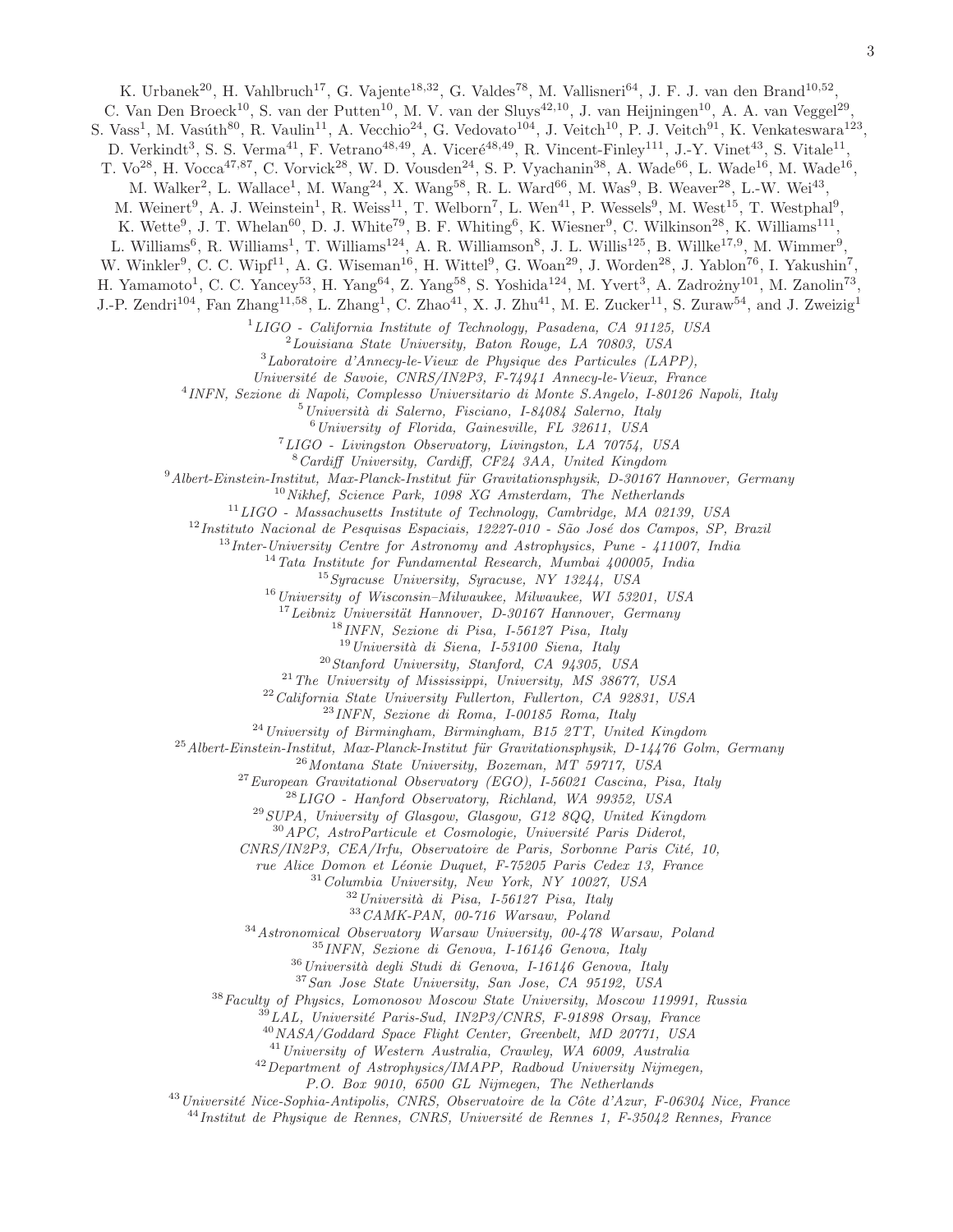K. Urbanek[20], H. Vahlbruch[17], G. Vajente[18,32], G. Valdes[78], M. Vallisneri[64], J. F. J. van den Brand[10,52], C. Van Den Broeck[10], S. van der Putten[10], M. V. van der Sluys[42,10], J. van Heijningen[10], A. A. van Veggel[29], S. Vass[1], M. Vasúth[80], R. Vaulin[11], A. Vecchio[24], G. Vedovato[104], J. Veitch[10], P. J. Veitch[91], K. Venkateswara[123], D. Verkindt[3], S. S. Verma[41], F. Vetrano[48,49], A. Viceré[48,49], R. Vincent-Finley[111], J.-Y. Vinet[43], S. Vitale[11], T. Vo[28], H. Vocca[47,87], C. Vorvick[28], W. D. Vousden[24], S. P. Vyachanin[38], A. Wade[66], L. Wade[16], M. Wade[16], M. Walker[2], L. Wallace[1], M. Wang[24], X. Wang[58], R. L. Ward[66], M. Was[9], B. Weaver[28], L.-W. Wei[43], M. Weinert[9], A. J. Weinstein[1], R. Weiss[11], T. Welborn[7], L. Wen[41], P. Wessels[9], M. West[15], T. Westphal[9], K. Wette[9], J. T. Whelan[60], D. J. White[79], B. F. Whiting[6], K. Wiesner[9], C. Wilkinson[28], K. Williams[111], L. Williams[6], R. Williams[1], T. Williams[124], A. R. Williamson[8], J. L. Willis[125], B. Willke[17,9], M. Wimmer[9], W. Winkler[9], C. C. Wipf[11], A. G. Wiseman[16], H. Wittel[9], G. Woan[29], J. Worden[28], J. Yablon[76], I. Yakushin[7], H. Yamamoto[1], C. C. Yancey[53], H. Yang[64], Z. Yang[58], S. Yoshida[124], M. Yvert[3], A. Zadrożny[101], M. Zanolin[73], J.-P. Zendri[104], Fan Zhang[11,58], L. Zhang[1], C. Zhao[41], X. J. Zhu[41], M. E. Zucker[11], S. Zuraw[54], and J. Zweizig[1]

[1] *LIGO - California Institute of Technology, Pasadena, CA 91125, USA*
[2] *Louisiana State University, Baton Rouge, LA 70803, USA*
[3] *Laboratoire d'Annecy-le-Vieux de Physique des Particules (LAPP), Université de Savoie, CNRS/IN2P3, F-74941 Annecy-le-Vieux, France*
[4] *INFN, Sezione di Napoli, Complesso Universitario di Monte S.Angelo, I-80126 Napoli, Italy*
[5] *Università di Salerno, Fisciano, I-84084 Salerno, Italy*
[6] *University of Florida, Gainesville, FL 32611, USA*
[7] *LIGO - Livingston Observatory, Livingston, LA 70754, USA*
[8] *Cardiff University, Cardiff, CF24 3AA, United Kingdom*
[9] *Albert-Einstein-Institut, Max-Planck-Institut für Gravitationsphysik, D-30167 Hannover, Germany*
[10] *Nikhef, Science Park, 1098 XG Amsterdam, The Netherlands*
[11] *LIGO - Massachusetts Institute of Technology, Cambridge, MA 02139, USA*
[12] *Instituto Nacional de Pesquisas Espaciais, 12227-010 - São José dos Campos, SP, Brazil*
[13] *Inter-University Centre for Astronomy and Astrophysics, Pune - 411007, India*
[14] *Tata Institute for Fundamental Research, Mumbai 400005, India*
[15] *Syracuse University, Syracuse, NY 13244, USA*
[16] *University of Wisconsin–Milwaukee, Milwaukee, WI 53201, USA*
[17] *Leibniz Universität Hannover, D-30167 Hannover, Germany*
[18] *INFN, Sezione di Pisa, I-56127 Pisa, Italy*
[19] *Università di Siena, I-53100 Siena, Italy*
[20] *Stanford University, Stanford, CA 94305, USA*
[21] *The University of Mississippi, University, MS 38677, USA*
[22] *California State University Fullerton, Fullerton, CA 92831, USA*
[23] *INFN, Sezione di Roma, I-00185 Roma, Italy*
[24] *University of Birmingham, Birmingham, B15 2TT, United Kingdom*
[25] *Albert-Einstein-Institut, Max-Planck-Institut für Gravitationsphysik, D-14476 Golm, Germany*
[26] *Montana State University, Bozeman, MT 59717, USA*
[27] *European Gravitational Observatory (EGO), I-56021 Cascina, Pisa, Italy*
[28] *LIGO - Hanford Observatory, Richland, WA 99352, USA*
[29] *SUPA, University of Glasgow, Glasgow, G12 8QQ, United Kingdom*
[30] *APC, AstroParticule et Cosmologie, Université Paris Diderot, CNRS/IN2P3, CEA/Irfu, Observatoire de Paris, Sorbonne Paris Cité, 10, rue Alice Domon et Léonie Duquet, F-75205 Paris Cedex 13, France*
[31] *Columbia University, New York, NY 10027, USA*
[32] *Università di Pisa, I-56127 Pisa, Italy*
[33] *CAMK-PAN, 00-716 Warsaw, Poland*
[34] *Astronomical Observatory Warsaw University, 00-478 Warsaw, Poland*
[35] *INFN, Sezione di Genova, I-16146 Genova, Italy*
[36] *Università degli Studi di Genova, I-16146 Genova, Italy*
[37] *San Jose State University, San Jose, CA 95192, USA*
[38] *Faculty of Physics, Lomonosov Moscow State University, Moscow 119991, Russia*
[39] *LAL, Université Paris-Sud, IN2P3/CNRS, F-91898 Orsay, France*
[40] *NASA/Goddard Space Flight Center, Greenbelt, MD 20771, USA*
[41] *University of Western Australia, Crawley, WA 6009, Australia*
[42] *Department of Astrophysics/IMAPP, Radboud University Nijmegen, P.O. Box 9010, 6500 GL Nijmegen, The Netherlands*
[43] *Université Nice-Sophia-Antipolis, CNRS, Observatoire de la Côte d'Azur, F-06304 Nice, France*
[44] *Institut de Physique de Rennes, CNRS, Université de Rennes 1, F-35042 Rennes, France*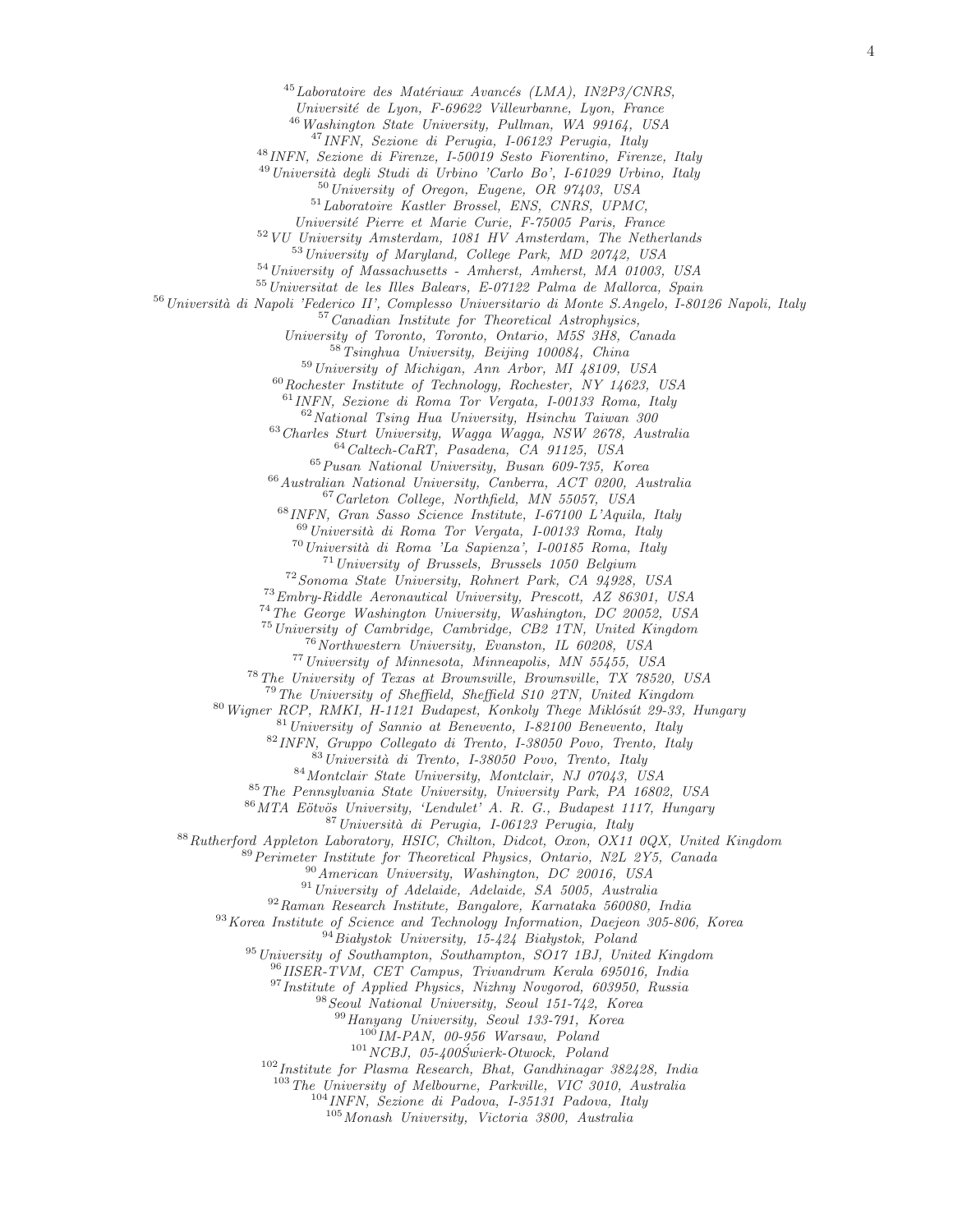[45] *Laboratoire des Matériaux Avancés (LMA), IN2P3/CNRS, Université de Lyon, F-69622 Villeurbanne, Lyon, France*
[46] *Washington State University, Pullman, WA 99164, USA*
[47] *INFN, Sezione di Perugia, I-06123 Perugia, Italy*
[48] *INFN, Sezione di Firenze, I-50019 Sesto Fiorentino, Firenze, Italy*
[49] *Università degli Studi di Urbino 'Carlo Bo', I-61029 Urbino, Italy*
[50] *University of Oregon, Eugene, OR 97403, USA*
[51] *Laboratoire Kastler Brossel, ENS, CNRS, UPMC, Université Pierre et Marie Curie, F-75005 Paris, France*
[52] *VU University Amsterdam, 1081 HV Amsterdam, The Netherlands*
[53] *University of Maryland, College Park, MD 20742, USA*
[54] *University of Massachusetts - Amherst, Amherst, MA 01003, USA*
[55] *Universitat de les Illes Balears, E-07122 Palma de Mallorca, Spain*
[56] *Università di Napoli 'Federico II', Complesso Universitario di Monte S.Angelo, I-80126 Napoli, Italy*
[57] *Canadian Institute for Theoretical Astrophysics, University of Toronto, Toronto, Ontario, M5S 3H8, Canada*
[58] *Tsinghua University, Beijing 100084, China*
[59] *University of Michigan, Ann Arbor, MI 48109, USA*
[60] *Rochester Institute of Technology, Rochester, NY 14623, USA*
[61] *INFN, Sezione di Roma Tor Vergata, I-00133 Roma, Italy*
[62] *National Tsing Hua University, Hsinchu Taiwan 300*
[63] *Charles Sturt University, Wagga Wagga, NSW 2678, Australia*
[64] *Caltech-CaRT, Pasadena, CA 91125, USA*
[65] *Pusan National University, Busan 609-735, Korea*
[66] *Australian National University, Canberra, ACT 0200, Australia*
[67] *Carleton College, Northfield, MN 55057, USA*
[68] *INFN, Gran Sasso Science Institute, I-67100 L'Aquila, Italy*
[69] *Università di Roma Tor Vergata, I-00133 Roma, Italy*
[70] *Università di Roma 'La Sapienza', I-00185 Roma, Italy*
[71] *University of Brussels, Brussels 1050 Belgium*
[72] *Sonoma State University, Rohnert Park, CA 94928, USA*
[73] *Embry-Riddle Aeronautical University, Prescott, AZ 86301, USA*
[74] *The George Washington University, Washington, DC 20052, USA*
[75] *University of Cambridge, Cambridge, CB2 1TN, United Kingdom*
[76] *Northwestern University, Evanston, IL 60208, USA*
[77] *University of Minnesota, Minneapolis, MN 55455, USA*
[78] *The University of Texas at Brownsville, Brownsville, TX 78520, USA*
[79] *The University of Sheffield, Sheffield S10 2TN, United Kingdom*
[80] *Wigner RCP, RMKI, H-1121 Budapest, Konkoly Thege Miklós út 29-33, Hungary*
[81] *University of Sannio at Benevento, I-82100 Benevento, Italy*
[82] *INFN, Gruppo Collegato di Trento, I-38050 Povo, Trento, Italy*
[83] *Università di Trento, I-38050 Povo, Trento, Italy*
[84] *Montclair State University, Montclair, NJ 07043, USA*
[85] *The Pennsylvania State University, University Park, PA 16802, USA*
[86] *MTA Eötvös University, 'Lendulet' A. R. G., Budapest 1117, Hungary*
[87] *Università di Perugia, I-06123 Perugia, Italy*
[88] *Rutherford Appleton Laboratory, HSIC, Chilton, Didcot, Oxon, OX11 0QX, United Kingdom*
[89] *Perimeter Institute for Theoretical Physics, Ontario, N2L 2Y5, Canada*
[90] *American University, Washington, DC 20016, USA*
[91] *University of Adelaide, Adelaide, SA 5005, Australia*
[92] *Raman Research Institute, Bangalore, Karnataka 560080, India*
[93] *Korea Institute of Science and Technology Information, Daejeon 305-806, Korea*
[94] *Białystok University, 15-424 Białystok, Poland*
[95] *University of Southampton, Southampton, SO17 1BJ, United Kingdom*
[96] *IISER-TVM, CET Campus, Trivandrum Kerala 695016, India*
[97] *Institute of Applied Physics, Nizhny Novgorod, 603950, Russia*
[98] *Seoul National University, Seoul 151-742, Korea*
[99] *Hanyang University, Seoul 133-791, Korea*
[100] *IM-PAN, 00-956 Warsaw, Poland*
[101] *NCBJ, 05-400Świerk-Otwock, Poland*
[102] *Institute for Plasma Research, Bhat, Gandhinagar 382428, India*
[103] *The University of Melbourne, Parkville, VIC 3010, Australia*
[104] *INFN, Sezione di Padova, I-35131 Padova, Italy*
[105] *Monash University, Victoria 3800, Australia*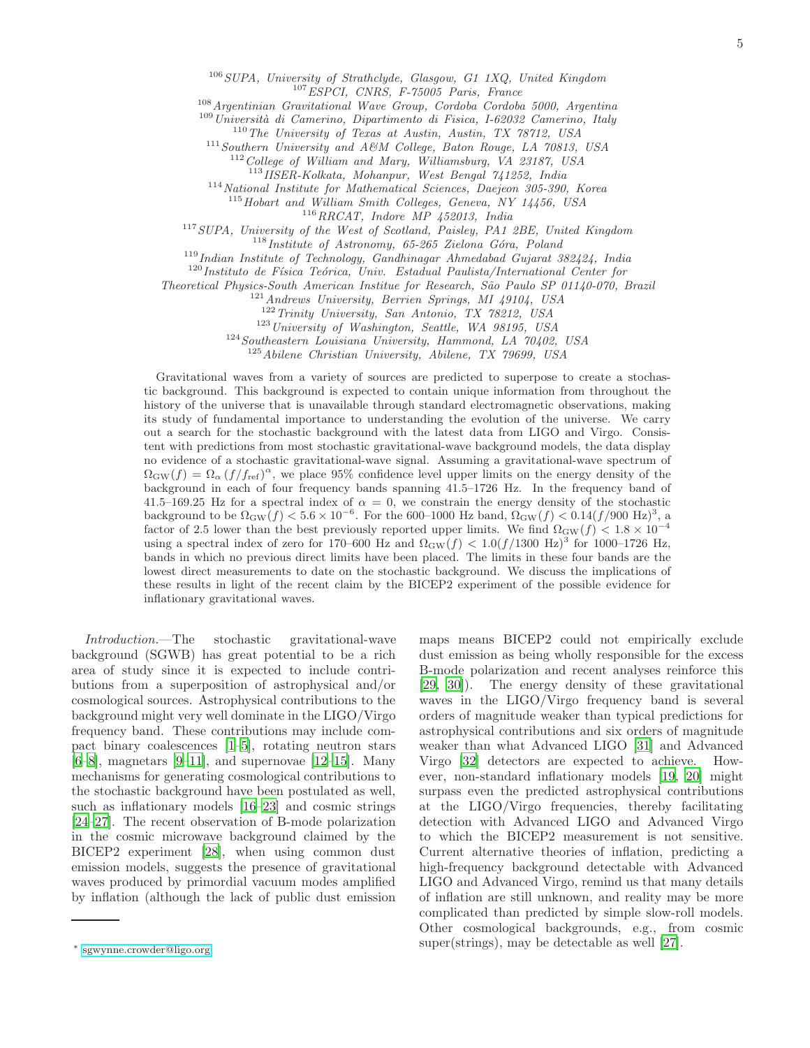[106] *SUPA, University of Strathclyde, Glasgow, G1 1XQ, United Kingdom*
[107] *ESPCI, CNRS, F-75005 Paris, France*
[108] *Argentinian Gravitational Wave Group, Cordoba Cordoba 5000, Argentina*
[109] *Università di Camerino, Dipartimento di Fisica, I-62032 Camerino, Italy*
[110] *The University of Texas at Austin, Austin, TX 78712, USA*
[111] *Southern University and A&M College, Baton Rouge, LA 70813, USA*
[112] *College of William and Mary, Williamsburg, VA 23187, USA*
[113] *IISER-Kolkata, Mohanpur, West Bengal 741252, India*
[114] *National Institute for Mathematical Sciences, Daejeon 305-390, Korea*
[115] *Hobart and William Smith Colleges, Geneva, NY 14456, USA*
[116] *RRCAT, Indore MP 452013, India*
[117] *SUPA, University of the West of Scotland, Paisley, PA1 2BE, United Kingdom*
[118] *Institute of Astronomy, 65-265 Zielona Góra, Poland*
[119] *Indian Institute of Technology, Gandhinagar Ahmedabad Gujarat 382424, India*
[120] *Instituto de Física Teórica, Univ. Estadual Paulista/International Center for Theoretical Physics-South American Institue for Research, São Paulo SP 01140-070, Brazil*
[121] *Andrews University, Berrien Springs, MI 49104, USA*
[122] *Trinity University, San Antonio, TX 78212, USA*
[123] *University of Washington, Seattle, WA 98195, USA*
[124] *Southeastern Louisiana University, Hammond, LA 70402, USA*
[125] *Abilene Christian University, Abilene, TX 79699, USA*

Gravitational waves from a variety of sources are predicted to superpose to create a stochastic background. This background is expected to contain unique information from throughout the history of the universe that is unavailable through standard electromagnetic observations, making its study of fundamental importance to understanding the evolution of the universe. We carry out a search for the stochastic background with the latest data from LIGO and Virgo. Consistent with predictions from most stochastic gravitational-wave background models, the data display no evidence of a stochastic gravitational-wave signal. Assuming a gravitational-wave spectrum of $\Omega_{\rm GW}(f) = \Omega_\alpha \left(f/f_{\rm ref}\right)^\alpha$, we place 95% confidence level upper limits on the energy density of the background in each of four frequency bands spanning 41.5–1726 Hz. In the frequency band of 41.5–169.25 Hz for a spectral index of $\alpha = 0$, we constrain the energy density of the stochastic background to be $\Omega_{\rm GW}(f) < 5.6 \times 10^{-6}$. For the 600–1000 Hz band, $\Omega_{\rm GW}(f) < 0.14(f/900\text{ Hz})^3$, a factor of 2.5 lower than the best previously reported upper limits. We find $\Omega_{\rm GW}(f) < 1.8 \times 10^{-4}$ using a spectral index of zero for 170–600 Hz and $\Omega_{\rm GW}(f) < 1.0(f/1300\text{ Hz})^3$ for 1000–1726 Hz, bands in which no previous direct limits have been placed. The limits in these four bands are the lowest direct measurements to date on the stochastic background. We discuss the implications of these results in light of the recent claim by the BICEP2 experiment of the possible evidence for inflationary gravitational waves.

*Introduction.*—The stochastic gravitational-wave background (SGWB) has great potential to be a rich area of study since it is expected to include contributions from a superposition of astrophysical and/or cosmological sources. Astrophysical contributions to the background might very well dominate in the LIGO/Virgo frequency band. These contributions may include compact binary coalescences [1–5], rotating neutron stars [6–8], magnetars [9–11], and supernovae [12–15]. Many mechanisms for generating cosmological contributions to the stochastic background have been postulated as well, such as inflationary models [16–23] and cosmic strings [24–27]. The recent observation of B-mode polarization in the cosmic microwave background claimed by the BICEP2 experiment [28], when using common dust emission models, suggests the presence of gravitational waves produced by primordial vacuum modes amplified by inflation (although the lack of public dust emission maps means BICEP2 could not empirically exclude dust emission as being wholly responsible for the excess B-mode polarization and recent analyses reinforce this [29, 30]). The energy density of these gravitational waves in the LIGO/Virgo frequency band is several orders of magnitude weaker than typical predictions for astrophysical contributions and six orders of magnitude weaker than what Advanced LIGO [31] and Advanced Virgo [32] detectors are expected to achieve. However, non-standard inflationary models [19, 20] might surpass even the predicted astrophysical contributions at the LIGO/Virgo frequencies, thereby facilitating detection with Advanced LIGO and Advanced Virgo to which the BICEP2 measurement is not sensitive. Current alternative theories of inflation, predicting a high-frequency background detectable with Advanced LIGO and Advanced Virgo, remind us that many details of inflation are still unknown, and reality may be more complicated than predicted by simple slow-roll models. Other cosmological backgrounds, e.g., from cosmic super(strings), may be detectable as well [27].

* sgwynne.crowder@ligo.org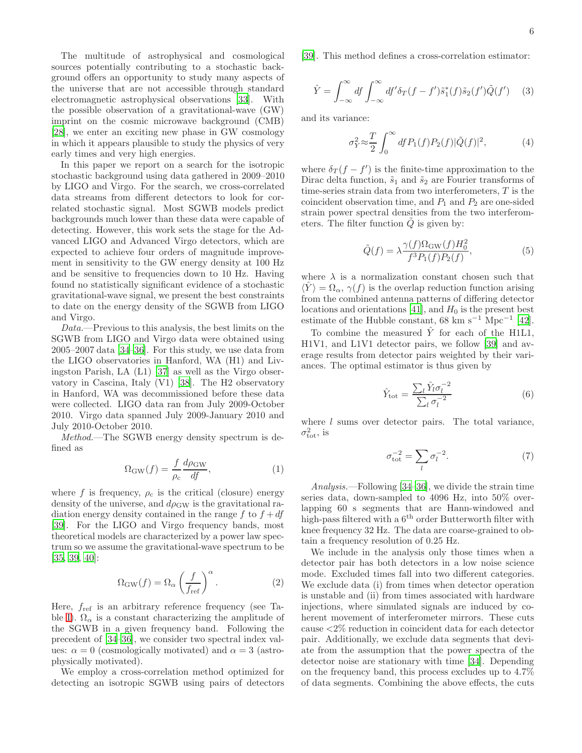The multitude of astrophysical and cosmological sources potentially contributing to a stochastic background offers an opportunity to study many aspects of the universe that are not accessible through standard electromagnetic astrophysical observations [33]. With the possible observation of a gravitational-wave (GW) imprint on the cosmic microwave background (CMB) [28], we enter an exciting new phase in GW cosmology in which it appears plausible to study the physics of very early times and very high energies.

In this paper we report on a search for the isotropic stochastic background using data gathered in 2009–2010 by LIGO and Virgo. For the search, we cross-correlated data streams from different detectors to look for correlated stochastic signal. Most SGWB models predict backgrounds much lower than these data were capable of detecting. However, this work sets the stage for the Advanced LIGO and Advanced Virgo detectors, which are expected to achieve four orders of magnitude improvement in sensitivity to the GW energy density at 100 Hz and be sensitive to frequencies down to 10 Hz. Having found no statistically significant evidence of a stochastic gravitational-wave signal, we present the best constraints to date on the energy density of the SGWB from LIGO and Virgo.

*Data.*—Previous to this analysis, the best limits on the SGWB from LIGO and Virgo data were obtained using 2005–2007 data [34–36]. For this study, we use data from the LIGO observatories in Hanford, WA (H1) and Livingston Parish, LA (L1) [37] as well as the Virgo observatory in Cascina, Italy (V1) [38]. The H2 observatory in Hanford, WA was decommissioned before these data were collected. LIGO data ran from July 2009-October 2010. Virgo data spanned July 2009-January 2010 and July 2010-October 2010.

*Method.*—The SGWB energy density spectrum is defined as

$$\Omega_{\rm GW}(f) = \frac{f}{\rho_{\rm c}} \frac{d\rho_{\rm GW}}{df}, \tag{1}$$

where $f$ is frequency, $\rho_{\rm c}$ is the critical (closure) energy density of the universe, and $d\rho_{\rm GW}$ is the gravitational radiation energy density contained in the range $f$ to $f + df$ [39]. For the LIGO and Virgo frequency bands, most theoretical models are characterized by a power law spectrum so we assume the gravitational-wave spectrum to be [35, 39, 40]:

$$\Omega_{\rm GW}(f) = \Omega_\alpha \left( \frac{f}{f_{\rm ref}} \right)^\alpha. \tag{2}$$

Here, $f_{\rm ref}$ is an arbitrary reference frequency (see Table I). $\Omega_\alpha$ is a constant characterizing the amplitude of the SGWB in a given frequency band. Following the precedent of [34–36], we consider two spectral index values: $\alpha = 0$ (cosmologically motivated) and $\alpha = 3$ (astrophysically motivated).

We employ a cross-correlation method optimized for detecting an isotropic SGWB using pairs of detectors [39]. This method defines a cross-correlation estimator:

$$\hat{Y} = \int_{-\infty}^{\infty} df \int_{-\infty}^{\infty} df' \delta_T(f - f') \tilde{s}_1^*(f) \tilde{s}_2(f') \tilde{Q}(f') \tag{3}$$

and its variance:

$$\sigma_Y^2 \approx \frac{T}{2} \int_0^\infty df P_1(f) P_2(f) |\tilde{Q}(f)|^2, \tag{4}$$

where $\delta_T(f - f')$ is the finite-time approximation to the Dirac delta function, $\tilde{s}_1$ and $\tilde{s}_2$ are Fourier transforms of time-series strain data from two interferometers, $T$ is the coincident observation time, and $P_1$ and $P_2$ are one-sided strain power spectral densities from the two interferometers. The filter function $\tilde{Q}$ is given by:

$$\tilde{Q}(f) = \lambda \frac{\gamma(f) \Omega_{\rm GW}(f) H_0^2}{f^3 P_1(f) P_2(f)}, \tag{5}$$

where $\lambda$ is a normalization constant chosen such that $\langle \hat{Y} \rangle = \Omega_\alpha$, $\gamma(f)$ is the overlap reduction function arising from the combined antenna patterns of differing detector locations and orientations [41], and $H_0$ is the present best estimate of the Hubble constant, 68 km s$^{-1}$ Mpc$^{-1}$ [42].

To combine the measured $\hat{Y}$ for each of the H1L1, H1V1, and L1V1 detector pairs, we follow [39] and average results from detector pairs weighted by their variances. The optimal estimator is thus given by

$$\hat{Y}_{\rm tot} = \frac{\sum_l \hat{Y}_l \sigma_l^{-2}}{\sum_l \sigma_l^{-2}} \tag{6}$$

where $l$ sums over detector pairs. The total variance, $\sigma_{\rm tot}^2$, is

$$\sigma_{\rm tot}^{-2} = \sum_l \sigma_l^{-2}. \tag{7}$$

*Analysis.*—Following [34–36], we divide the strain time series data, down-sampled to 4096 Hz, into 50% overlapping 60 s segments that are Hann-windowed and high-pass filtered with a 6$^{\rm th}$ order Butterworth filter with knee frequency 32 Hz. The data are coarse-grained to obtain a frequency resolution of 0.25 Hz.

We include in the analysis only those times when a detector pair has both detectors in a low noise science mode. Excluded times fall into two different categories. We exclude data (i) from times when detector operation is unstable and (ii) from times associated with hardware injections, where simulated signals are induced by coherent movement of interferometer mirrors. These cuts cause <2% reduction in coincident data for each detector pair. Additionally, we exclude data segments that deviate from the assumption that the power spectra of the detector noise are stationary with time [34]. Depending on the frequency band, this process excludes up to 4.7% of data segments. Combining the above effects, the cuts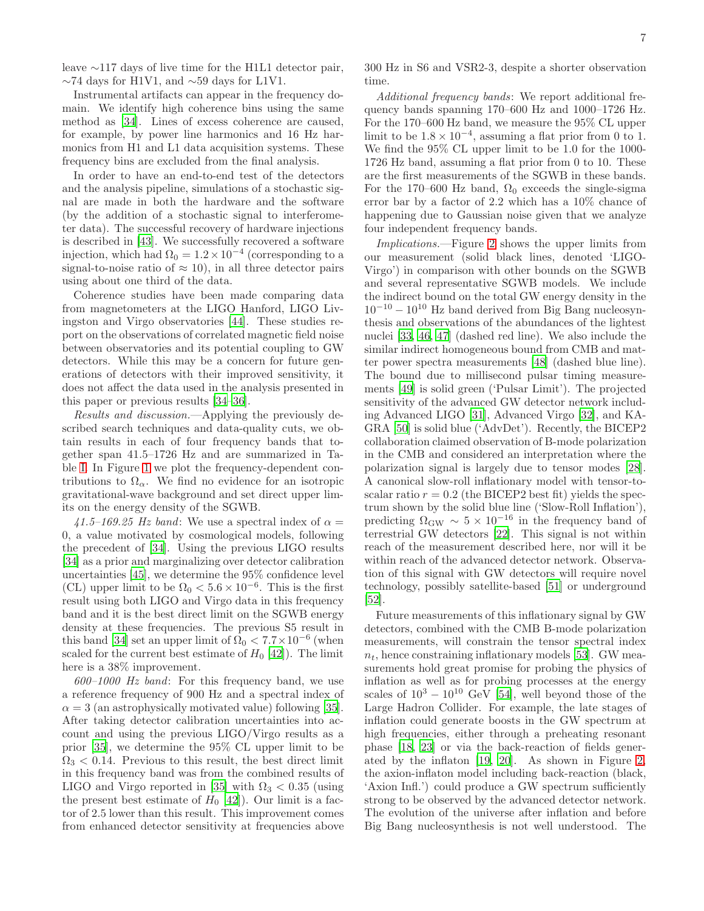leave ∼117 days of live time for the H1L1 detector pair, ∼74 days for H1V1, and ∼59 days for L1V1.

Instrumental artifacts can appear in the frequency domain. We identify high coherence bins using the same method as [34]. Lines of excess coherence are caused, for example, by power line harmonics and 16 Hz harmonics from H1 and L1 data acquisition systems. These frequency bins are excluded from the final analysis.

In order to have an end-to-end test of the detectors and the analysis pipeline, simulations of a stochastic signal are made in both the hardware and the software (by the addition of a stochastic signal to interferometer data). The successful recovery of hardware injections is described in [43]. We successfully recovered a software injection, which had $\Omega_0 = 1.2 \times 10^{-4}$ (corresponding to a signal-to-noise ratio of $\approx 10$), in all three detector pairs using about one third of the data.

Coherence studies have been made comparing data from magnetometers at the LIGO Hanford, LIGO Livingston and Virgo observatories [44]. These studies report on the observations of correlated magnetic field noise between observatories and its potential coupling to GW detectors. While this may be a concern for future generations of detectors with their improved sensitivity, it does not affect the data used in the analysis presented in this paper or previous results [34–36].

*Results and discussion.*—Applying the previously described search techniques and data-quality cuts, we obtain results in each of four frequency bands that together span 41.5–1726 Hz and are summarized in Table I. In Figure 1 we plot the frequency-dependent contributions to $\Omega_\alpha$. We find no evidence for an isotropic gravitational-wave background and set direct upper limits on the energy density of the SGWB.

*41.5–169.25 Hz band*: We use a spectral index of $\alpha = 0$, a value motivated by cosmological models, following the precedent of [34]. Using the previous LIGO results [34] as a prior and marginalizing over detector calibration uncertainties [45], we determine the 95% confidence level (CL) upper limit to be $\Omega_0 < 5.6 \times 10^{-6}$. This is the first result using both LIGO and Virgo data in this frequency band and it is the best direct limit on the SGWB energy density at these frequencies. The previous S5 result in this band [34] set an upper limit of $\Omega_0 < 7.7 \times 10^{-6}$ (when scaled for the current best estimate of $H_0$ [42]). The limit here is a 38% improvement.

*600–1000 Hz band*: For this frequency band, we use a reference frequency of 900 Hz and a spectral index of $\alpha = 3$ (an astrophysically motivated value) following [35]. After taking detector calibration uncertainties into account and using the previous LIGO/Virgo results as a prior [35], we determine the 95% CL upper limit to be $\Omega_3 < 0.14$. Previous to this result, the best direct limit in this frequency band was from the combined results of LIGO and Virgo reported in [35] with $\Omega_3 < 0.35$ (using the present best estimate of $H_0$ [42]). Our limit is a factor of 2.5 lower than this result. This improvement comes from enhanced detector sensitivity at frequencies above 300 Hz in S6 and VSR2-3, despite a shorter observation time.

*Additional frequency bands*: We report additional frequency bands spanning 170–600 Hz and 1000–1726 Hz. For the 170–600 Hz band, we measure the 95% CL upper limit to be $1.8 \times 10^{-4}$, assuming a flat prior from 0 to 1. We find the 95% CL upper limit to be 1.0 for the 1000-1726 Hz band, assuming a flat prior from 0 to 10. These are the first measurements of the SGWB in these bands. For the 170–600 Hz band, $\Omega_0$ exceeds the single-sigma error bar by a factor of 2.2 which has a 10% chance of happening due to Gaussian noise given that we analyze four independent frequency bands.

*Implications.*—Figure 2 shows the upper limits from our measurement (solid black lines, denoted 'LIGO-Virgo') in comparison with other bounds on the SGWB and several representative SGWB models. We include the indirect bound on the total GW energy density in the $10^{-10} - 10^{10}$ Hz band derived from Big Bang nucleosynthesis and observations of the abundances of the lightest nuclei [33, 46, 47] (dashed red line). We also include the similar indirect homogeneous bound from CMB and matter power spectra measurements [48] (dashed blue line). The bound due to millisecond pulsar timing measurements [49] is solid green ('Pulsar Limit'). The projected sensitivity of the advanced GW detector network including Advanced LIGO [31], Advanced Virgo [32], and KAGRA [50] is solid blue ('AdvDet'). Recently, the BICEP2 collaboration claimed observation of B-mode polarization in the CMB and considered an interpretation where the polarization signal is largely due to tensor modes [28]. A canonical slow-roll inflationary model with tensor-to-scalar ratio $r = 0.2$ (the BICEP2 best fit) yields the spectrum shown by the solid blue line ('Slow-Roll Inflation'), predicting $\Omega_{\rm GW} \sim 5 \times 10^{-16}$ in the frequency band of terrestrial GW detectors [22]. This signal is not within reach of the measurement described here, nor will it be within reach of the advanced detector network. Observation of this signal with GW detectors will require novel technology, possibly satellite-based [51] or underground [52].

Future measurements of this inflationary signal by GW detectors, combined with the CMB B-mode polarization measurements, will constrain the tensor spectral index $n_t$, hence constraining inflationary models [53]. GW measurements hold great promise for probing the physics of inflation as well as for probing processes at the energy scales of $10^3 - 10^{10}$ GeV [54], well beyond those of the Large Hadron Collider. For example, the late stages of inflation could generate boosts in the GW spectrum at high frequencies, either through a preheating resonant phase [18, 23] or via the back-reaction of fields generated by the inflaton [19, 20]. As shown in Figure 2, the axion-inflaton model including back-reaction (black, 'Axion Infl.') could produce a GW spectrum sufficiently strong to be observed by the advanced detector network. The evolution of the universe after inflation and before Big Bang nucleosynthesis is not well understood. The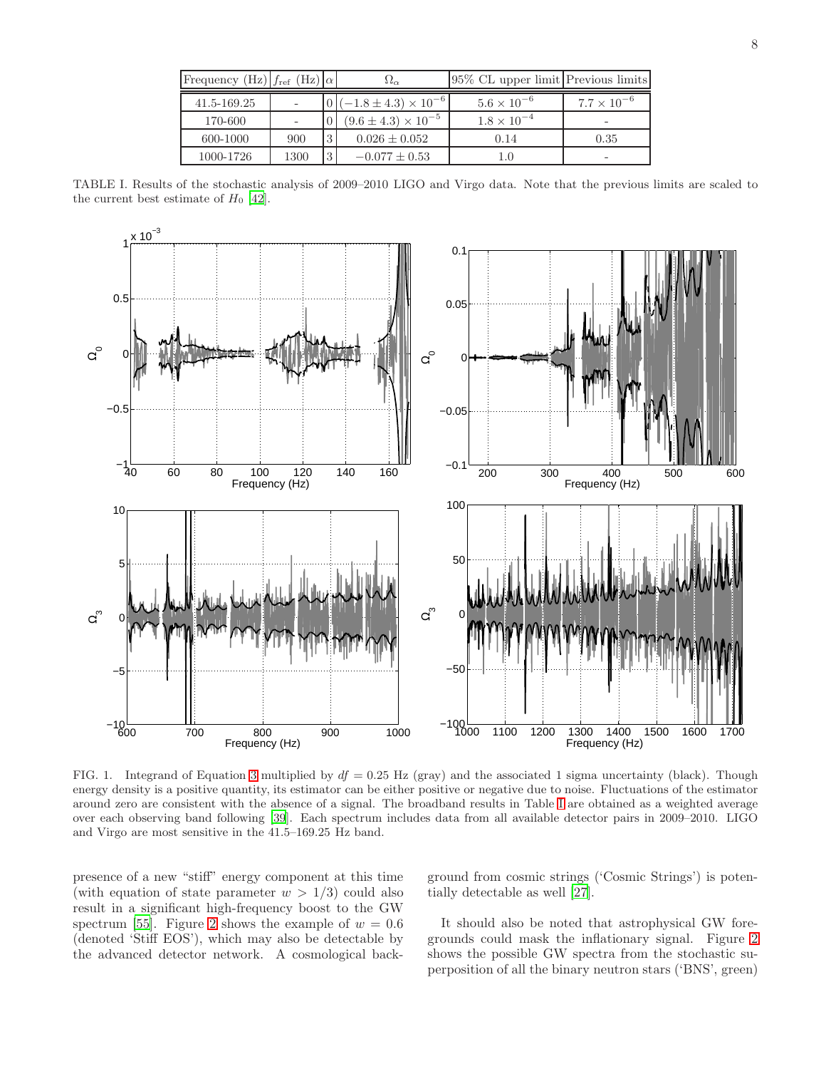| Frequency (Hz) | $f_{\rm ref}$ (Hz) | $\alpha$ | $\Omega_\alpha$ | 95% CL upper limit | Previous limits |
|---|---|---|---|---|---|
| 41.5-169.25 | - | 0 | $(-1.8 \pm 4.3) \times 10^{-6}$ | $5.6 \times 10^{-6}$ | $7.7 \times 10^{-6}$ |
| 170-600 | - | 0 | $(9.6 \pm 4.3) \times 10^{-5}$ | $1.8 \times 10^{-4}$ | - |
| 600-1000 | 900 | 3 | $0.026 \pm 0.052$ | 0.14 | 0.35 |
| 1000-1726 | 1300 | 3 | $-0.077 \pm 0.53$ | 1.0 | - |

TABLE I. Results of the stochastic analysis of 2009–2010 LIGO and Virgo data. Note that the previous limits are scaled to the current best estimate of $H_0$ [42].

FIG. 1. Integrand of Equation 3 multiplied by $df = 0.25$ Hz (gray) and the associated 1 sigma uncertainty (black). Though energy density is a positive quantity, its estimator can be either positive or negative due to noise. Fluctuations of the estimator around zero are consistent with the absence of a signal. The broadband results in Table I are obtained as a weighted average over each observing band following [39]. Each spectrum includes data from all available detector pairs in 2009–2010. LIGO and Virgo are most sensitive in the 41.5–169.25 Hz band.

presence of a new "stiff" energy component at this time (with equation of state parameter $w > 1/3$) could also result in a significant high-frequency boost to the GW spectrum [55]. Figure 2 shows the example of $w = 0.6$ (denoted 'Stiff EOS'), which may also be detectable by the advanced detector network. A cosmological background from cosmic strings ('Cosmic Strings') is potentially detectable as well [27].

It should also be noted that astrophysical GW foregrounds could mask the inflationary signal. Figure 2 shows the possible GW spectra from the stochastic superposition of all the binary neutron stars ('BNS', green)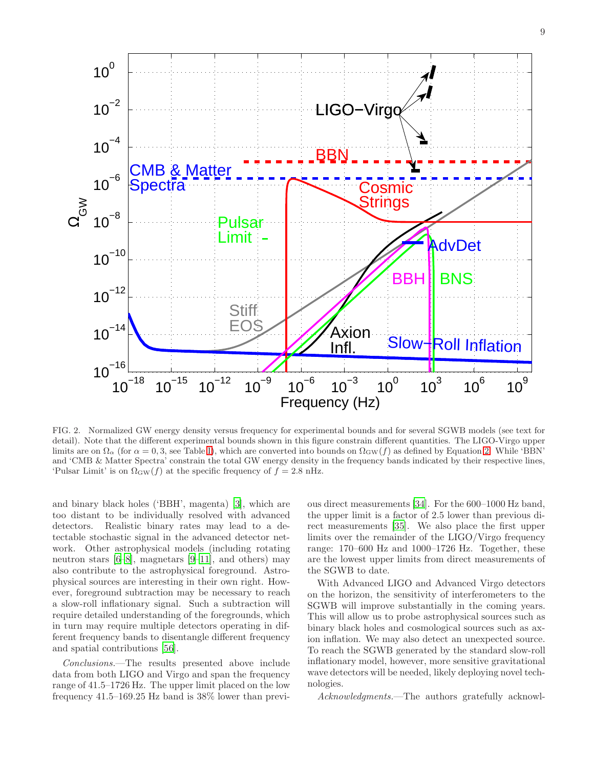FIG. 2. Normalized GW energy density versus frequency for experimental bounds and for several SGWB models (see text for detail). Note that the different experimental bounds shown in this figure constrain different quantities. The LIGO-Virgo upper limits are on $\Omega_\alpha$ (for $\alpha = 0, 3$, see Table I), which are converted into bounds on $\Omega_{\rm GW}(f)$ as defined by Equation 2. While 'BBN' and 'CMB & Matter Spectra' constrain the total GW energy density in the frequency bands indicated by their respective lines, 'Pulsar Limit' is on $\Omega_{\rm GW}(f)$ at the specific frequency of $f = 2.8$ nHz.

and binary black holes ('BBH', magenta) [3], which are too distant to be individually resolved with advanced detectors. Realistic binary rates may lead to a detectable stochastic signal in the advanced detector network. Other astrophysical models (including rotating neutron stars [6–8], magnetars [9–11], and others) may also contribute to the astrophysical foreground. Astrophysical sources are interesting in their own right. However, foreground subtraction may be necessary to reach a slow-roll inflationary signal. Such a subtraction will require detailed understanding of the foregrounds, which in turn may require multiple detectors operating in different frequency bands to disentangle different frequency and spatial contributions [56].

*Conclusions.*—The results presented above include data from both LIGO and Virgo and span the frequency range of 41.5–1726 Hz. The upper limit placed on the low frequency 41.5–169.25 Hz band is 38% lower than previous direct measurements [34]. For the 600–1000 Hz band, the upper limit is a factor of 2.5 lower than previous direct measurements [35]. We also place the first upper limits over the remainder of the LIGO/Virgo frequency range: 170–600 Hz and 1000–1726 Hz. Together, these are the lowest upper limits from direct measurements of the SGWB to date.

With Advanced LIGO and Advanced Virgo detectors on the horizon, the sensitivity of interferometers to the SGWB will improve substantially in the coming years. This will allow us to probe astrophysical sources such as binary black holes and cosmological sources such as axion inflation. We may also detect an unexpected source. To reach the SGWB generated by the standard slow-roll inflationary model, however, more sensitive gravitational wave detectors will be needed, likely deploying novel technologies.

*Acknowledgments.*—The authors gratefully acknowl-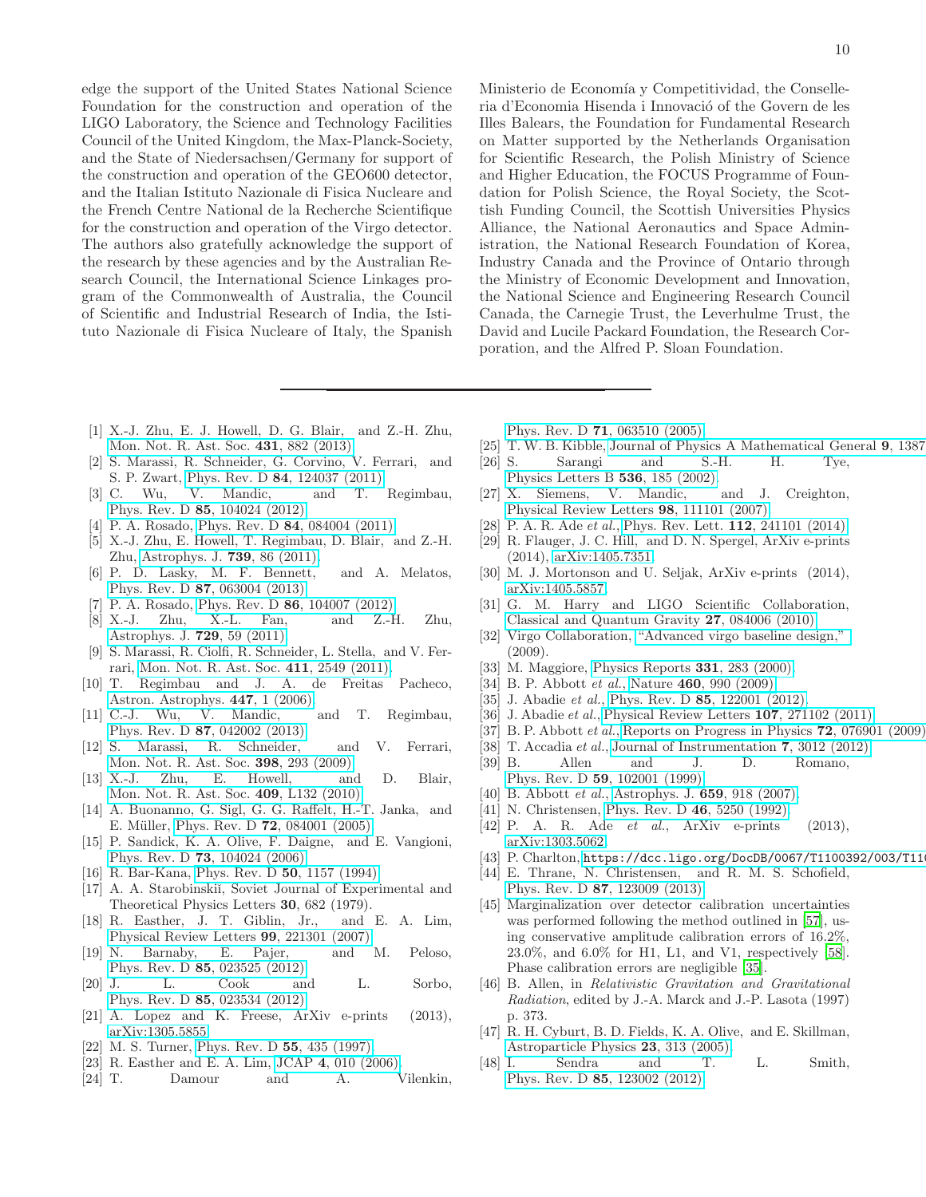edge the support of the United States National Science Foundation for the construction and operation of the LIGO Laboratory, the Science and Technology Facilities Council of the United Kingdom, the Max-Planck-Society, and the State of Niedersachsen/Germany for support of the construction and operation of the GEO600 detector, and the Italian Istituto Nazionale di Fisica Nucleare and the French Centre National de la Recherche Scientifique for the construction and operation of the Virgo detector. The authors also gratefully acknowledge the support of the research by these agencies and by the Australian Research Council, the International Science Linkages program of the Commonwealth of Australia, the Council of Scientific and Industrial Research of India, the Istituto Nazionale di Fisica Nucleare of Italy, the Spanish Ministerio de Economía y Competitividad, the Conselleria d'Economia Hisenda i Innovació of the Govern de les Illes Balears, the Foundation for Fundamental Research on Matter supported by the Netherlands Organisation for Scientific Research, the Polish Ministry of Science and Higher Education, the FOCUS Programme of Foundation for Polish Science, the Royal Society, the Scottish Funding Council, the Scottish Universities Physics Alliance, the National Aeronautics and Space Administration, the National Research Foundation of Korea, Industry Canada and the Province of Ontario through the Ministry of Economic Development and Innovation, the National Science and Engineering Research Council Canada, the Carnegie Trust, the Leverhulme Trust, the David and Lucile Packard Foundation, the Research Corporation, and the Alfred P. Sloan Foundation.

---

[1] X.-J. Zhu, E. J. Howell, D. G. Blair, and Z.-H. Zhu, Mon. Not. R. Ast. Soc. **431**, 882 (2013).

[2] S. Marassi, R. Schneider, G. Corvino, V. Ferrari, and S. P. Zwart, Phys. Rev. D **84**, 124037 (2011).

[3] C. Wu, V. Mandic, and T. Regimbau, Phys. Rev. D **85**, 104024 (2012).

[4] P. A. Rosado, Phys. Rev. D **84**, 084004 (2011).

[5] X.-J. Zhu, E. Howell, T. Regimbau, D. Blair, and Z.-H. Zhu, Astrophys. J. **739**, 86 (2011).

[6] P. D. Lasky, M. F. Bennett, and A. Melatos, Phys. Rev. D **87**, 063004 (2013).

[7] P. A. Rosado, Phys. Rev. D **86**, 104007 (2012).

[8] X.-J. Zhu, X.-L. Fan, and Z.-H. Zhu, Astrophys. J. **729**, 59 (2011).

[9] S. Marassi, R. Ciolfi, R. Schneider, L. Stella, and V. Ferrari, Mon. Not. R. Ast. Soc. **411**, 2549 (2011).

[10] T. Regimbau and J. A. de Freitas Pacheco, Astron. Astrophys. **447**, 1 (2006).

[11] C.-J. Wu, V. Mandic, and T. Regimbau, Phys. Rev. D **87**, 042002 (2013).

[12] S. Marassi, R. Schneider, and V. Ferrari, Mon. Not. R. Ast. Soc. **398**, 293 (2009).

[13] X.-J. Zhu, E. Howell, and D. Blair, Mon. Not. R. Ast. Soc. **409**, L132 (2010).

[14] A. Buonanno, G. Sigl, G. G. Raffelt, H.-T. Janka, and E. Müller, Phys. Rev. D **72**, 084001 (2005).

[15] P. Sandick, K. A. Olive, F. Daigne, and E. Vangioni, Phys. Rev. D **73**, 104024 (2006).

[16] R. Bar-Kana, Phys. Rev. D **50**, 1157 (1994).

[17] A. A. Starobinskiĭ, Soviet Journal of Experimental and Theoretical Physics Letters **30**, 682 (1979).

[18] R. Easther, J. T. Giblin, Jr., and E. A. Lim, Physical Review Letters **99**, 221301 (2007).

[19] N. Barnaby, E. Pajer, and M. Peloso, Phys. Rev. D **85**, 023525 (2012).

[20] J. L. Cook and L. Sorbo, Phys. Rev. D **85**, 023534 (2012).

[21] A. Lopez and K. Freese, ArXiv e-prints (2013), arXiv:1305.5855.

[22] M. S. Turner, Phys. Rev. D **55**, 435 (1997).

[23] R. Easther and E. A. Lim, JCAP **4**, 010 (2006).

[24] T. Damour and A. Vilenkin, Phys. Rev. D **71**, 063510 (2005).

[25] T. W. B. Kibble, Journal of Physics A Mathematical General **9**, 1387

[26] S. Sarangi and S.-H. H. Tye, Physics Letters B **536**, 185 (2002).

[27] X. Siemens, V. Mandic, and J. Creighton, Physical Review Letters **98**, 111101 (2007).

[28] P. A. R. Ade *et al.*, Phys. Rev. Lett. **112**, 241101 (2014).

[29] R. Flauger, J. C. Hill, and D. N. Spergel, ArXiv e-prints (2014), arXiv:1405.7351.

[30] M. J. Mortonson and U. Seljak, ArXiv e-prints (2014), arXiv:1405.5857.

[31] G. M. Harry and LIGO Scientific Collaboration, Classical and Quantum Gravity **27**, 084006 (2010).

[32] Virgo Collaboration, "Advanced virgo baseline design," (2009).

[33] M. Maggiore, Physics Reports **331**, 283 (2000).

[34] B. P. Abbott *et al.*, Nature **460**, 990 (2009).

[35] J. Abadie *et al.*, Phys. Rev. D **85**, 122001 (2012).

[36] J. Abadie *et al.*, Physical Review Letters **107**, 271102 (2011).

[37] B. P. Abbott *et al.*, Reports on Progress in Physics **72**, 076901 (2009)

[38] T. Accadia *et al.*, Journal of Instrumentation **7**, 3012 (2012).

[39] B. Allen and J. D. Romano, Phys. Rev. D **59**, 102001 (1999).

[40] B. Abbott *et al.*, Astrophys. J. **659**, 918 (2007).

[41] N. Christensen, Phys. Rev. D **46**, 5250 (1992).

[42] P. A. R. Ade *et al.*, ArXiv e-prints (2013), arXiv:1303.5062.

[43] P. Charlton, `https://dcc.ligo.org/DocDB/0067/T1100392/003/T11`

[44] E. Thrane, N. Christensen, and R. M. S. Schofield, Phys. Rev. D **87**, 123009 (2013).

[45] Marginalization over detector calibration uncertainties was performed following the method outlined in [57], using conservative amplitude calibration errors of 16.2%, 23.0%, and 6.0% for H1, L1, and V1, respectively [58]. Phase calibration errors are negligible [35].

[46] B. Allen, in *Relativistic Gravitation and Gravitational Radiation*, edited by J.-A. Marck and J.-P. Lasota (1997) p. 373.

[47] R. H. Cyburt, B. D. Fields, K. A. Olive, and E. Skillman, Astroparticle Physics **23**, 313 (2005).

[48] I. Sendra and T. L. Smith, Phys. Rev. D **85**, 123002 (2012).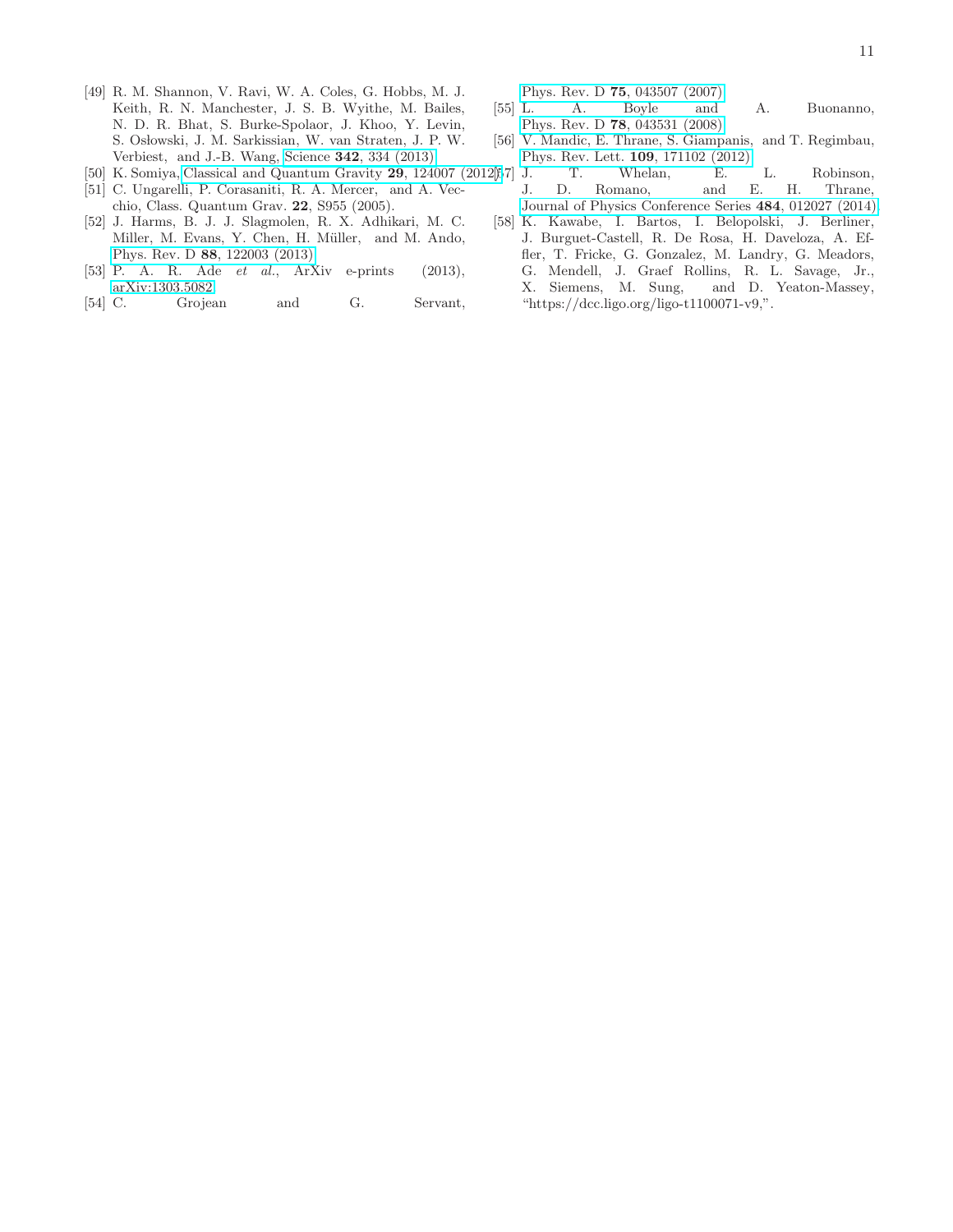[49] R. M. Shannon, V. Ravi, W. A. Coles, G. Hobbs, M. J. Keith, R. N. Manchester, J. S. B. Wyithe, M. Bailes, N. D. R. Bhat, S. Burke-Spolaor, J. Khoo, Y. Levin, S. Osłowski, J. M. Sarkissian, W. van Straten, J. P. W. Verbiest, and J.-B. Wang, Science **342**, 334 (2013).

[50] K. Somiya, Classical and Quantum Gravity **29**, 124007 (2012).

[51] C. Ungarelli, P. Corasaniti, R. A. Mercer, and A. Vecchio, Class. Quantum Grav. **22**, S955 (2005).

[52] J. Harms, B. J. J. Slagmolen, R. X. Adhikari, M. C. Miller, M. Evans, Y. Chen, H. Müller, and M. Ando, Phys. Rev. D **88**, 122003 (2013).

[53] P. A. R. Ade *et al.*, ArXiv e-prints (2013), arXiv:1303.5082.

[54] C. Grojean and G. Servant, Phys. Rev. D **75**, 043507 (2007).

[55] L. A. Boyle and A. Buonanno, Phys. Rev. D **78**, 043531 (2008).

[56] V. Mandic, E. Thrane, S. Giampanis, and T. Regimbau, Phys. Rev. Lett. **109**, 171102 (2012).

[57] J. T. Whelan, E. L. Robinson, J. D. Romano, and E. H. Thrane, Journal of Physics Conference Series **484**, 012027 (2014).

[58] K. Kawabe, I. Bartos, I. Belopolski, J. Berliner, J. Burguet-Castell, R. De Rosa, H. Daveloza, A. Effler, T. Fricke, G. Gonzalez, M. Landry, G. Meadors, G. Mendell, J. Graef Rollins, R. L. Savage, Jr., X. Siemens, M. Sung, and D. Yeaton-Massey, "https://dcc.ligo.org/ligo-t1100071-v9,".